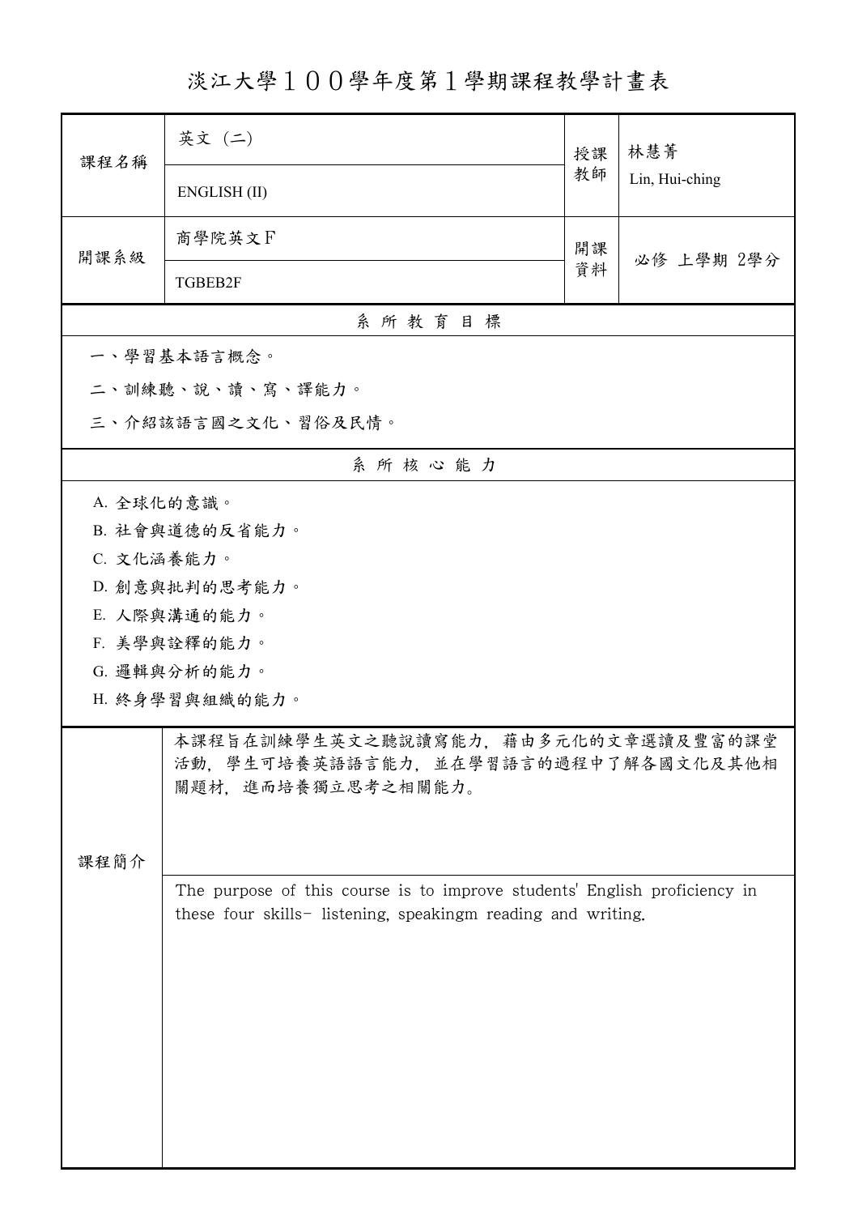# 淡江大學１００學年度第１學期課程教學計畫表

| 課程名稱 | 英文（二） | 授課教師 | 林慧菁 |
|---|---|---|---|
| | ENGLISH (II) | | Lin, Hui-ching |
| 開課系級 | 商學院英文Ｆ | 開課資料 | 必修 上學期 2學分 |
| | TGBEB2F | | |

## 系 所 教 育 目 標

一、學習基本語言概念。

二、訓練聽、說、讀、寫、譯能力。

三、介紹該語言國之文化、習俗及民情。

## 系 所 核 心 能 力

A. 全球化的意識。

B. 社會與道德的反省能力。

C. 文化涵養能力。

D. 創意與批判的思考能力。

E. 人際與溝通的能力。

F. 美學與詮釋的能力。

G. 邏輯與分析的能力。

H. 終身學習與組織的能力。

## 課程簡介

本課程旨在訓練學生英文之聽說讀寫能力，藉由多元化的文章選讀及豐富的課堂活動，學生可培養英語語言能力，並在學習語言的過程中了解各國文化及其他相關題材，進而培養獨立思考之相關能力。

The purpose of this course is to improve students' English proficiency in these four skills- listening, speakingm reading and writing.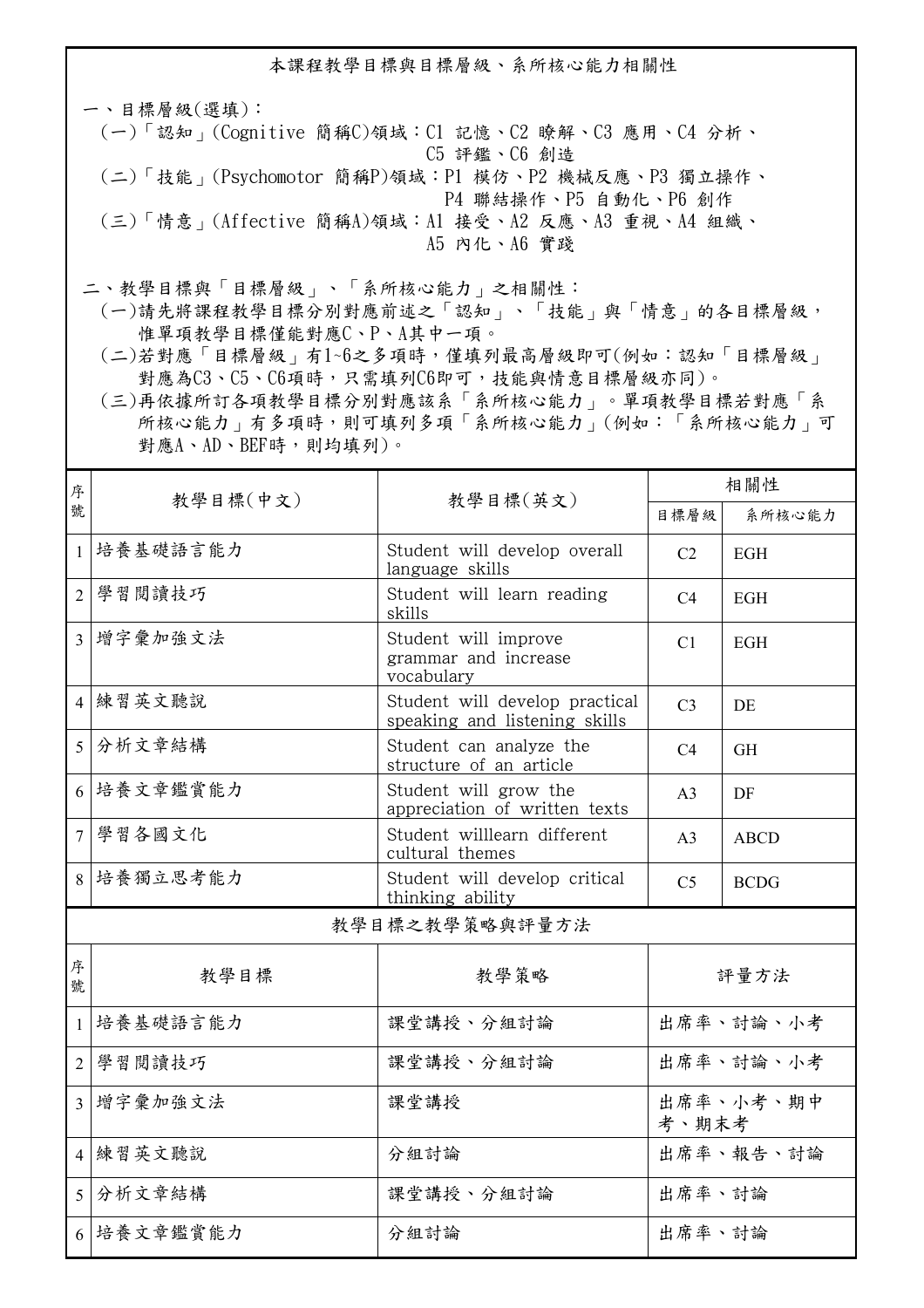## 本課程教學目標與目標層級、系所核心能力相關性

一、目標層級(選填)：

(一)「認知」(Cognitive 簡稱C)領域：C1 記憶、C2 瞭解、C3 應用、C4 分析、C5 評鑑、C6 創造

(二)「技能」(Psychomotor 簡稱P)領域：P1 模仿、P2 機械反應、P3 獨立操作、P4 聯結操作、P5 自動化、P6 創作

(三)「情意」(Affective 簡稱A)領域：A1 接受、A2 反應、A3 重視、A4 組織、A5 內化、A6 實踐

二、教學目標與「目標層級」、「系所核心能力」之相關性：

(一)請先將課程教學目標分別對應前述之「認知」、「技能」與「情意」的各目標層級，惟單項教學目標僅能對應C、P、A其中一項。

(二)若對應「目標層級」有1~6之多項時，僅填列最高層級即可(例如：認知「目標層級」對應為C3、C5、C6項時，只需填列C6即可，技能與情意目標層級亦同)。

(三)再依據所訂各項教學目標分別對應該系「系所核心能力」。單項教學目標若對應「系所核心能力」有多項時，則可填列多項「系所核心能力」(例如：「系所核心能力」可對應A、AD、BEF時，則均填列)。

| 序號 | 教學目標(中文) | 教學目標(英文) | 相關性 | |
|---|---|---|---|---|
| | | | 目標層級 | 系所核心能力 |
| 1 | 培養基礎語言能力 | Student will develop overall language skills | C2 | EGH |
| 2 | 學習閱讀技巧 | Student will learn reading skills | C4 | EGH |
| 3 | 增字彙加強文法 | Student will improve grammar and increase vocabulary | C1 | EGH |
| 4 | 練習英文聽說 | Student will develop practical speaking and listening skills | C3 | DE |
| 5 | 分析文章結構 | Student can analyze the structure of an article | C4 | GH |
| 6 | 培養文章鑑賞能力 | Student will grow the appreciation of written texts | A3 | DF |
| 7 | 學習各國文化 | Student willlearn different cultural themes | A3 | ABCD |
| 8 | 培養獨立思考能力 | Student will develop critical thinking ability | C5 | BCDG |

## 教學目標之教學策略與評量方法

| 序號 | 教學目標 | 教學策略 | 評量方法 |
|---|---|---|---|
| 1 | 培養基礎語言能力 | 課堂講授、分組討論 | 出席率、討論、小考 |
| 2 | 學習閱讀技巧 | 課堂講授、分組討論 | 出席率、討論、小考 |
| 3 | 增字彙加強文法 | 課堂講授 | 出席率、小考、期中考、期末考 |
| 4 | 練習英文聽說 | 分組討論 | 出席率、報告、討論 |
| 5 | 分析文章結構 | 課堂講授、分組討論 | 出席率、討論 |
| 6 | 培養文章鑑賞能力 | 分組討論 | 出席率、討論 |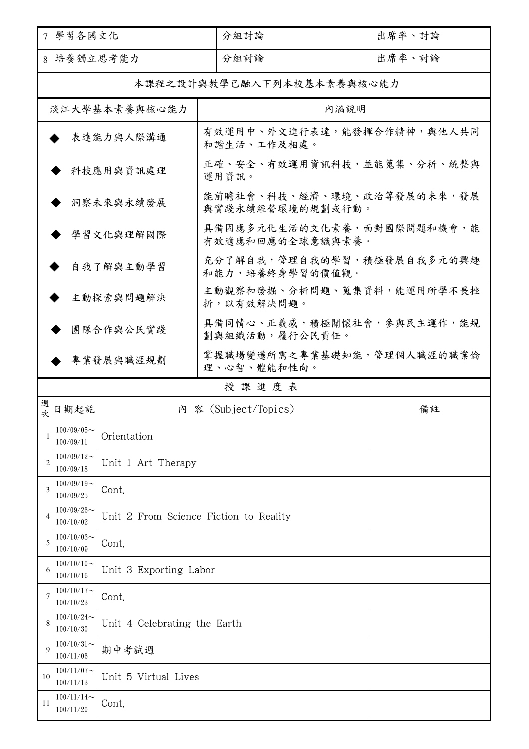| 7 | 學習各國文化 | 分組討論 | 出席率、討論 |
|---|---|---|---|
| 8 | 培養獨立思考能力 | 分組討論 | 出席率、討論 |

本課程之設計與教學已融入下列本校基本素養與核心能力

| 淡江大學基本素養與核心能力 | 內涵說明 |
|---|---|
| ◆ 表達能力與人際溝通 | 有效運用中、外文進行表達，能發揮合作精神，與他人共同和諧生活、工作及相處。 |
| ◆ 科技應用與資訊處理 | 正確、安全、有效運用資訊科技，並能蒐集、分析、統整與運用資訊。 |
| ◆ 洞察未來與永續發展 | 能前瞻社會、科技、經濟、環境、政治等發展的未來，發展與實踐永續經營環境的規劃或行動。 |
| ◆ 學習文化與理解國際 | 具備因應多元化生活的文化素養，面對國際問題和機會，能有效適應和回應的全球意識與素養。 |
| ◆ 自我了解與主動學習 | 充分了解自我，管理自我的學習，積極發展自我多元的興趣和能力，培養終身學習的價值觀。 |
| ◆ 主動探索與問題解決 | 主動觀察和發掘、分析問題、蒐集資料，能運用所學不畏挫折，以有效解決問題。 |
| ◆ 團隊合作與公民實踐 | 具備同情心、正義感，積極關懷社會，參與民主運作，能規劃與組織活動，履行公民責任。 |
| ◆ 專業發展與職涯規劃 | 掌握職場變遷所需之專業基礎知能，管理個人職涯的職業倫理、心智、體能和性向。 |

授 課 進 度 表

| 週次 | 日期起訖 | 內 容 (Subject/Topics) | 備註 |
|---|---|---|---|
| 1 | 100/09/05～100/09/11 | Orientation | |
| 2 | 100/09/12～100/09/18 | Unit 1 Art Therapy | |
| 3 | 100/09/19～100/09/25 | Cont. | |
| 4 | 100/09/26～100/10/02 | Unit 2 From Science Fiction to Reality | |
| 5 | 100/10/03～100/10/09 | Cont. | |
| 6 | 100/10/10～100/10/16 | Unit 3 Exporting Labor | |
| 7 | 100/10/17～100/10/23 | Cont. | |
| 8 | 100/10/24～100/10/30 | Unit 4 Celebrating the Earth | |
| 9 | 100/10/31～100/11/06 | 期中考試週 | |
| 10 | 100/11/07～100/11/13 | Unit 5 Virtual Lives | |
| 11 | 100/11/14～100/11/20 | Cont. | |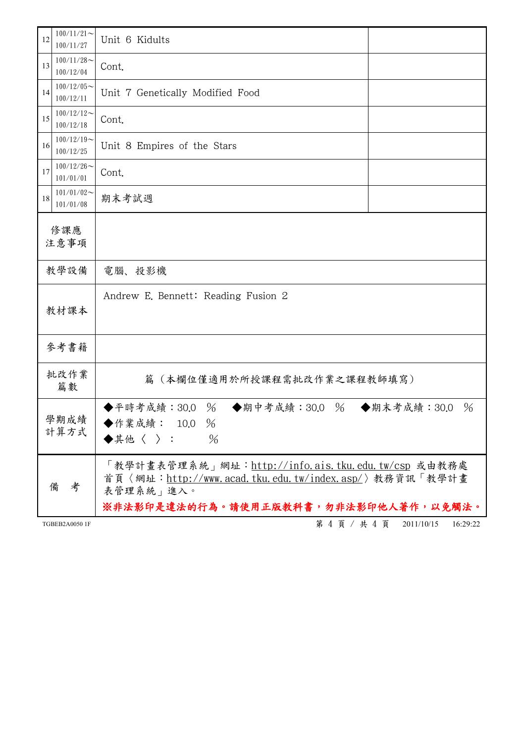| | | | |
|---|---|---|---|
| 12 | 100/11/21～<br>100/11/27 | Unit 6 Kidults | |
| 13 | 100/11/28～<br>100/12/04 | Cont. | |
| 14 | 100/12/05～<br>100/12/11 | Unit 7 Genetically Modified Food | |
| 15 | 100/12/12～<br>100/12/18 | Cont. | |
| 16 | 100/12/19～<br>100/12/25 | Unit 8 Empires of the Stars | |
| 17 | 100/12/26～<br>101/01/01 | Cont. | |
| 18 | 101/01/02～<br>101/01/08 | 期末考試週 | |

| | |
|---|---|
| 修課應注意事項 | |
| 教學設備 | 電腦、投影機 |
| 教材課本 | Andrew E. Bennett: Reading Fusion 2 |
| 參考書籍 | |
| 批改作業篇數 | 篇（本欄位僅適用於所授課程需批改作業之課程教師填寫） |
| 學期成績計算方式 | ◆平時考成績：30.0 ％ ◆期中考成績：30.0 ％ ◆期末考成績：30.0 ％<br>◆作業成績： 10.0 ％<br>◆其他〈 〉： ％ |
| 備考 | 「教學計畫表管理系統」網址：http://info.ais.tku.edu.tw/csp 或由教務處首頁〈網址：http://www.acad.tku.edu.tw/index.asp/〉教務資訊「教學計畫表管理系統」進入。<br>**※非法影印是違法的行為。請使用正版教科書，勿非法影印他人著作，以免觸法。** |

TGBEB2A0050 1F 2011/10/15 16:29:22